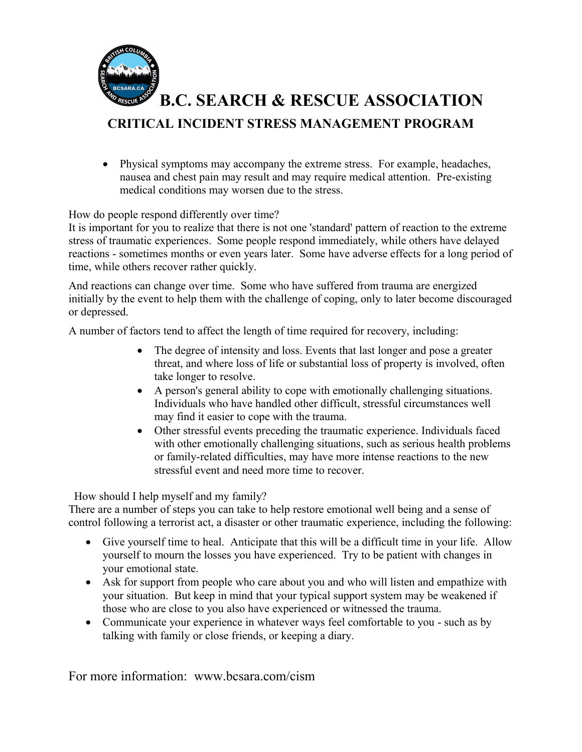- Physical symptoms may accompany the extreme stress. For example, headaches, nausea and chest pain may result and may require medical attention. Pre-existing medical conditions may worsen due to the stress.

How do people respond differently over time?

It is important for you to realize that there is not one 'standard' pattern of reaction to the extreme stress of traumatic experiences. Some people respond immediately, while others have delayed reactions - sometimes months or even years later. Some have adverse effects for a long period of time, while others recover rather quickly.

And reactions can change over time. Some who have suffered from trauma are energized initially by the event to help them with the challenge of coping, only to later become discouraged or depressed.

A number of factors tend to affect the length of time required for recovery, including:

- The degree of intensity and loss. Events that last longer and pose a greater threat, and where loss of life or substantial loss of property is involved, often take longer to resolve.
- A person's general ability to cope with emotionally challenging situations. Individuals who have handled other difficult, stressful circumstances well may find it easier to cope with the trauma.
- Other stressful events preceding the traumatic experience. Individuals faced with other emotionally challenging situations, such as serious health problems or family-related difficulties, may have more intense reactions to the new stressful event and need more time to recover.

How should I help myself and my family?

There are a number of steps you can take to help restore emotional well being and a sense of control following a terrorist act, a disaster or other traumatic experience, including the following:

- Give yourself time to heal. Anticipate that this will be a difficult time in your life. Allow yourself to mourn the losses you have experienced. Try to be patient with changes in your emotional state.
- Ask for support from people who care about you and who will listen and empathize with your situation. But keep in mind that your typical support system may be weakened if those who are close to you also have experienced or witnessed the trauma.
- Communicate your experience in whatever ways feel comfortable to you - such as by talking with family or close friends, or keeping a diary.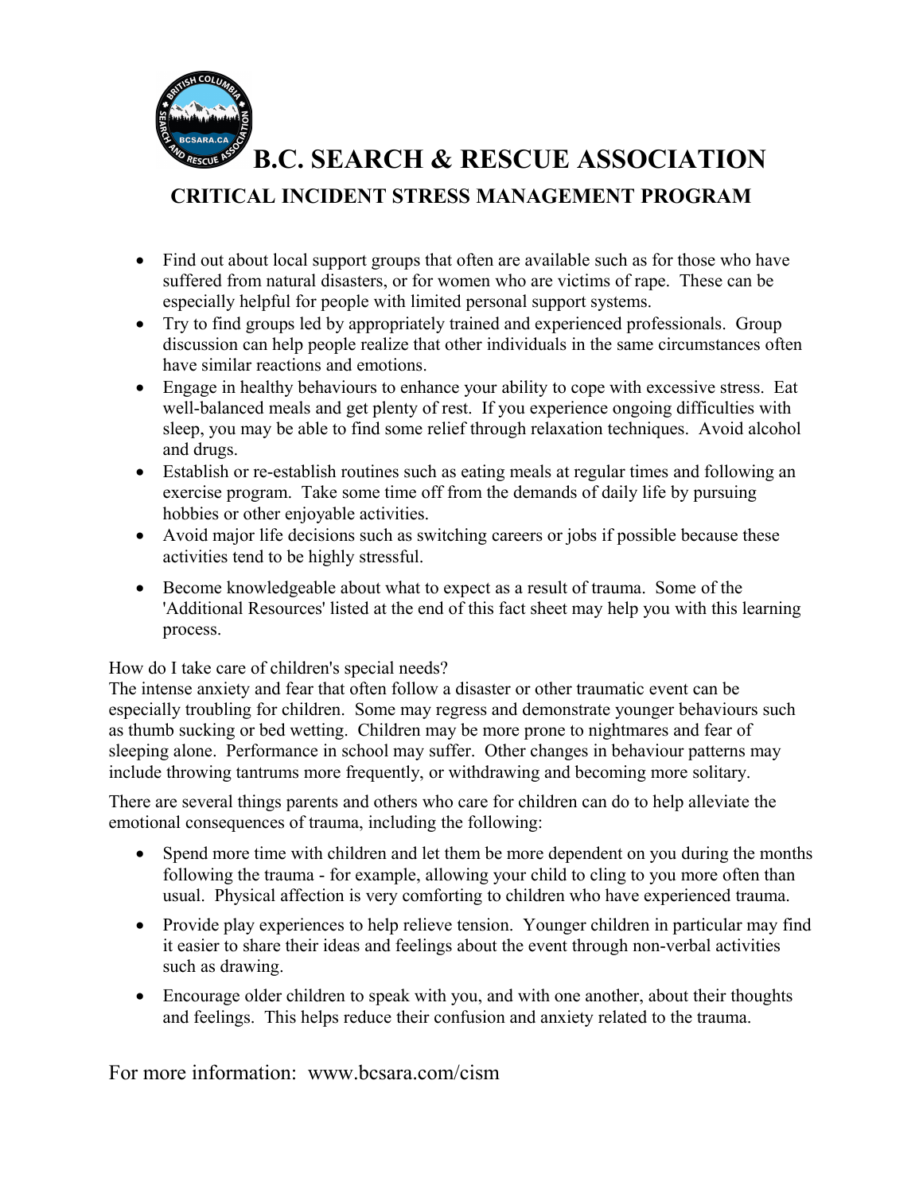# B.C. SEARCH & RESCUE ASSOCIATION

## CRITICAL INCIDENT STRESS MANAGEMENT PROGRAM

- Find out about local support groups that often are available such as for those who have suffered from natural disasters, or for women who are victims of rape. These can be especially helpful for people with limited personal support systems.
- Try to find groups led by appropriately trained and experienced professionals. Group discussion can help people realize that other individuals in the same circumstances often have similar reactions and emotions.
- Engage in healthy behaviours to enhance your ability to cope with excessive stress. Eat well-balanced meals and get plenty of rest. If you experience ongoing difficulties with sleep, you may be able to find some relief through relaxation techniques. Avoid alcohol and drugs.
- Establish or re-establish routines such as eating meals at regular times and following an exercise program. Take some time off from the demands of daily life by pursuing hobbies or other enjoyable activities.
- Avoid major life decisions such as switching careers or jobs if possible because these activities tend to be highly stressful.
- Become knowledgeable about what to expect as a result of trauma. Some of the 'Additional Resources' listed at the end of this fact sheet may help you with this learning process.

How do I take care of children's special needs?
The intense anxiety and fear that often follow a disaster or other traumatic event can be especially troubling for children. Some may regress and demonstrate younger behaviours such as thumb sucking or bed wetting. Children may be more prone to nightmares and fear of sleeping alone. Performance in school may suffer. Other changes in behaviour patterns may include throwing tantrums more frequently, or withdrawing and becoming more solitary.

There are several things parents and others who care for children can do to help alleviate the emotional consequences of trauma, including the following:

- Spend more time with children and let them be more dependent on you during the months following the trauma - for example, allowing your child to cling to you more often than usual. Physical affection is very comforting to children who have experienced trauma.
- Provide play experiences to help relieve tension. Younger children in particular may find it easier to share their ideas and feelings about the event through non-verbal activities such as drawing.
- Encourage older children to speak with you, and with one another, about their thoughts and feelings. This helps reduce their confusion and anxiety related to the trauma.

For more information: www.bcsara.com/cism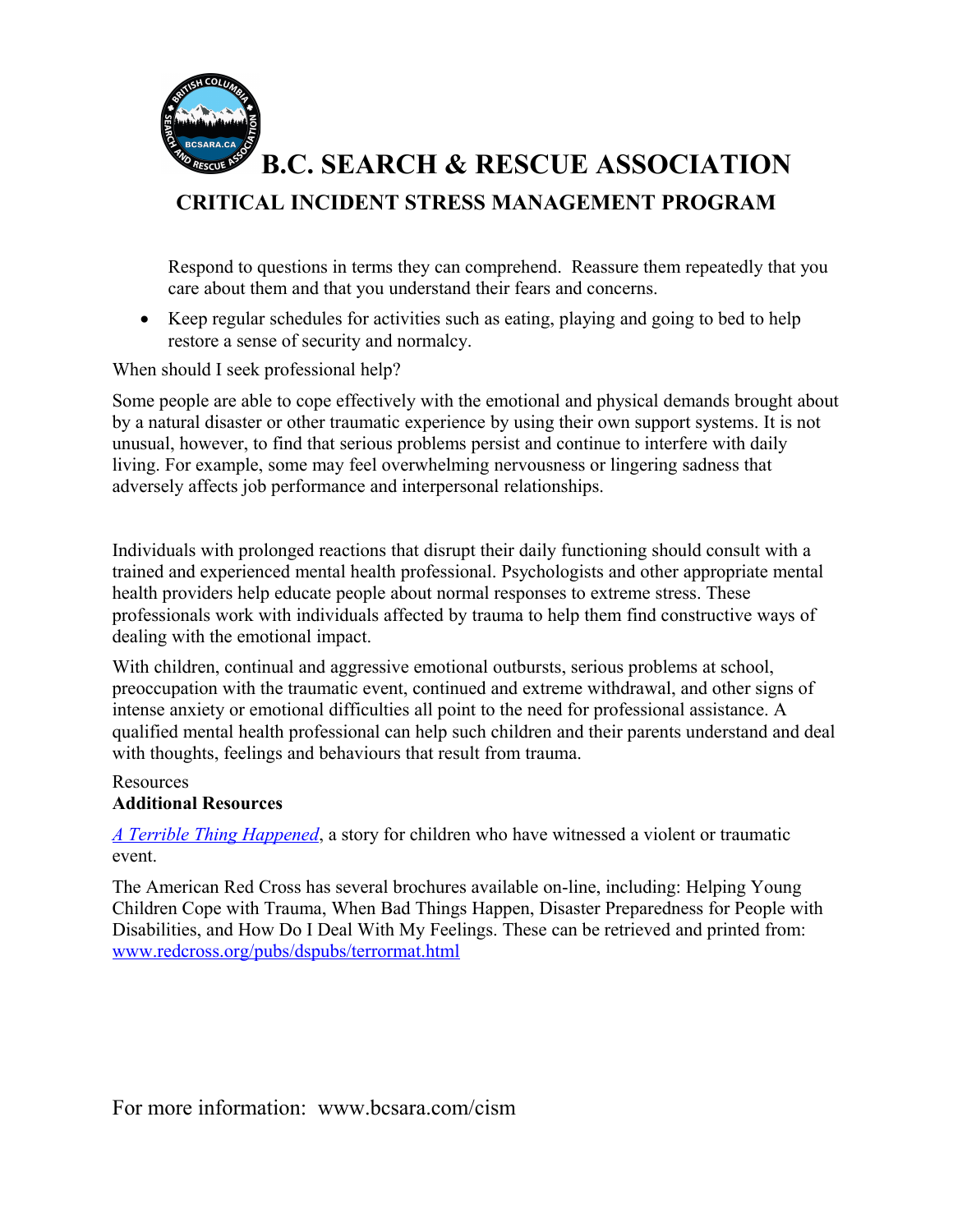# B.C. SEARCH & RESCUE ASSOCIATION

## CRITICAL INCIDENT STRESS MANAGEMENT PROGRAM

Respond to questions in terms they can comprehend. Reassure them repeatedly that you care about them and that you understand their fears and concerns.

- Keep regular schedules for activities such as eating, playing and going to bed to help restore a sense of security and normalcy.

When should I seek professional help?

Some people are able to cope effectively with the emotional and physical demands brought about by a natural disaster or other traumatic experience by using their own support systems. It is not unusual, however, to find that serious problems persist and continue to interfere with daily living. For example, some may feel overwhelming nervousness or lingering sadness that adversely affects job performance and interpersonal relationships.

Individuals with prolonged reactions that disrupt their daily functioning should consult with a trained and experienced mental health professional. Psychologists and other appropriate mental health providers help educate people about normal responses to extreme stress. These professionals work with individuals affected by trauma to help them find constructive ways of dealing with the emotional impact.

With children, continual and aggressive emotional outbursts, serious problems at school, preoccupation with the traumatic event, continued and extreme withdrawal, and other signs of intense anxiety or emotional difficulties all point to the need for professional assistance. A qualified mental health professional can help such children and their parents understand and deal with thoughts, feelings and behaviours that result from trauma.

Resources

**Additional Resources**

*A Terrible Thing Happened*, a story for children who have witnessed a violent or traumatic event.

The American Red Cross has several brochures available on-line, including: Helping Young Children Cope with Trauma, When Bad Things Happen, Disaster Preparedness for People with Disabilities, and How Do I Deal With My Feelings. These can be retrieved and printed from: www.redcross.org/pubs/dspubs/terrormat.html

For more information: www.bcsara.com/cism